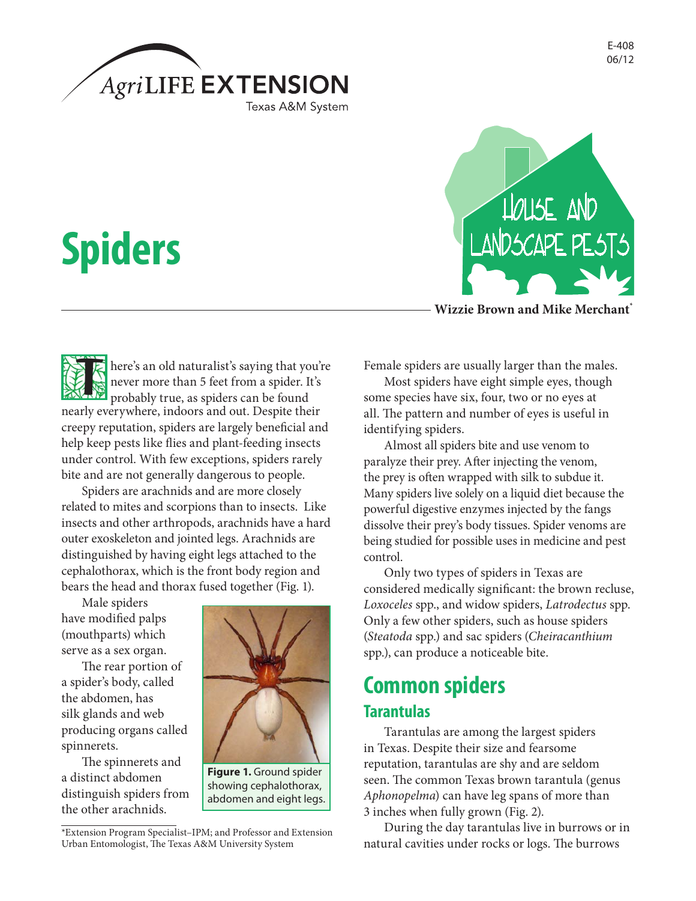E-408
06/12

# Spiders

**Wizzie Brown and Mike Merchant***

There's an old naturalist's saying that you're never more than 5 feet from a spider. It's probably true, as spiders can be found nearly everywhere, indoors and out. Despite their creepy reputation, spiders are largely beneficial and help keep pests like flies and plant-feeding insects under control. With few exceptions, spiders rarely bite and are not generally dangerous to people.

Spiders are arachnids and are more closely related to mites and scorpions than to insects. Like insects and other arthropods, arachnids have a hard outer exoskeleton and jointed legs. Arachnids are distinguished by having eight legs attached to the cephalothorax, which is the front body region and bears the head and thorax fused together (Fig. 1).

Male spiders have modified palps (mouthparts) which serve as a sex organ.

The rear portion of a spider's body, called the abdomen, has silk glands and web producing organs called spinnerets.

The spinnerets and a distinct abdomen distinguish spiders from the other arachnids.

**Figure 1.** Ground spider showing cephalothorax, abdomen and eight legs.

Female spiders are usually larger than the males.

Most spiders have eight simple eyes, though some species have six, four, two or no eyes at all. The pattern and number of eyes is useful in identifying spiders.

Almost all spiders bite and use venom to paralyze their prey. After injecting the venom, the prey is often wrapped with silk to subdue it. Many spiders live solely on a liquid diet because the powerful digestive enzymes injected by the fangs dissolve their prey's body tissues. Spider venoms are being studied for possible uses in medicine and pest control.

Only two types of spiders in Texas are considered medically significant: the brown recluse, *Loxoceles* spp., and widow spiders, *Latrodectus* spp. Only a few other spiders, such as house spiders (*Steatoda* spp.) and sac spiders (*Cheiracanthium* spp.), can produce a noticeable bite.

## Common spiders

### Tarantulas

Tarantulas are among the largest spiders in Texas. Despite their size and fearsome reputation, tarantulas are shy and are seldom seen. The common Texas brown tarantula (genus *Aphonopelma*) can have leg spans of more than 3 inches when fully grown (Fig. 2).

During the day tarantulas live in burrows or in natural cavities under rocks or logs. The burrows

*Extension Program Specialist–IPM; and Professor and Extension Urban Entomologist, The Texas A&M University System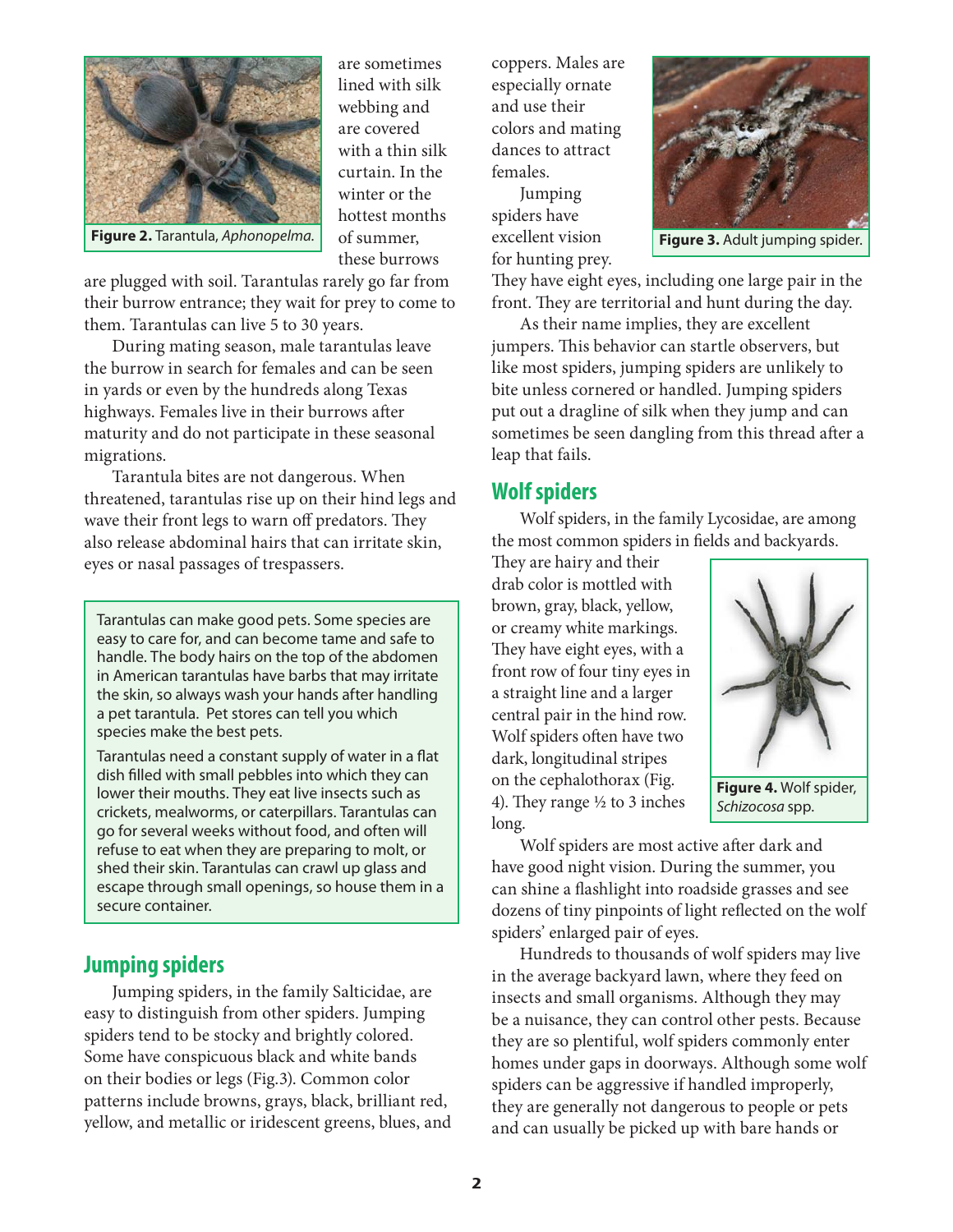Figure 2. Tarantula, *Aphonopelma.*

are sometimes lined with silk webbing and are covered with a thin silk curtain. In the winter or the hottest months of summer, these burrows are plugged with soil. Tarantulas rarely go far from their burrow entrance; they wait for prey to come to them. Tarantulas can live 5 to 30 years.

During mating season, male tarantulas leave the burrow in search for females and can be seen in yards or even by the hundreds along Texas highways. Females live in their burrows after maturity and do not participate in these seasonal migrations.

Tarantula bites are not dangerous. When threatened, tarantulas rise up on their hind legs and wave their front legs to warn off predators. They also release abdominal hairs that can irritate skin, eyes or nasal passages of trespassers.

> Tarantulas can make good pets. Some species are easy to care for, and can become tame and safe to handle. The body hairs on the top of the abdomen in American tarantulas have barbs that may irritate the skin, so always wash your hands after handling a pet tarantula. Pet stores can tell you which species make the best pets.
>
> Tarantulas need a constant supply of water in a flat dish filled with small pebbles into which they can lower their mouths. They eat live insects such as crickets, mealworms, or caterpillars. Tarantulas can go for several weeks without food, and often will refuse to eat when they are preparing to molt, or shed their skin. Tarantulas can crawl up glass and escape through small openings, so house them in a secure container.

## Jumping spiders

Jumping spiders, in the family Salticidae, are easy to distinguish from other spiders. Jumping spiders tend to be stocky and brightly colored. Some have conspicuous black and white bands on their bodies or legs (Fig.3). Common color patterns include browns, grays, black, brilliant red, yellow, and metallic or iridescent greens, blues, and coppers. Males are especially ornate and use their colors and mating dances to attract females.

Jumping spiders have excellent vision for hunting prey. They have eight eyes, including one large pair in the front. They are territorial and hunt during the day.

Figure 3. Adult jumping spider.

As their name implies, they are excellent jumpers. This behavior can startle observers, but like most spiders, jumping spiders are unlikely to bite unless cornered or handled. Jumping spiders put out a dragline of silk when they jump and can sometimes be seen dangling from this thread after a leap that fails.

## Wolf spiders

Wolf spiders, in the family Lycosidae, are among the most common spiders in fields and backyards. They are hairy and their drab color is mottled with brown, gray, black, yellow, or creamy white markings. They have eight eyes, with a front row of four tiny eyes in a straight line and a larger central pair in the hind row. Wolf spiders often have two dark, longitudinal stripes on the cephalothorax (Fig. 4). They range ½ to 3 inches long.

Figure 4. Wolf spider, *Schizocosa* spp.

Wolf spiders are most active after dark and have good night vision. During the summer, you can shine a flashlight into roadside grasses and see dozens of tiny pinpoints of light reflected on the wolf spiders' enlarged pair of eyes.

Hundreds to thousands of wolf spiders may live in the average backyard lawn, where they feed on insects and small organisms. Although they may be a nuisance, they can control other pests. Because they are so plentiful, wolf spiders commonly enter homes under gaps in doorways. Although some wolf spiders can be aggressive if handled improperly, they are generally not dangerous to people or pets and can usually be picked up with bare hands or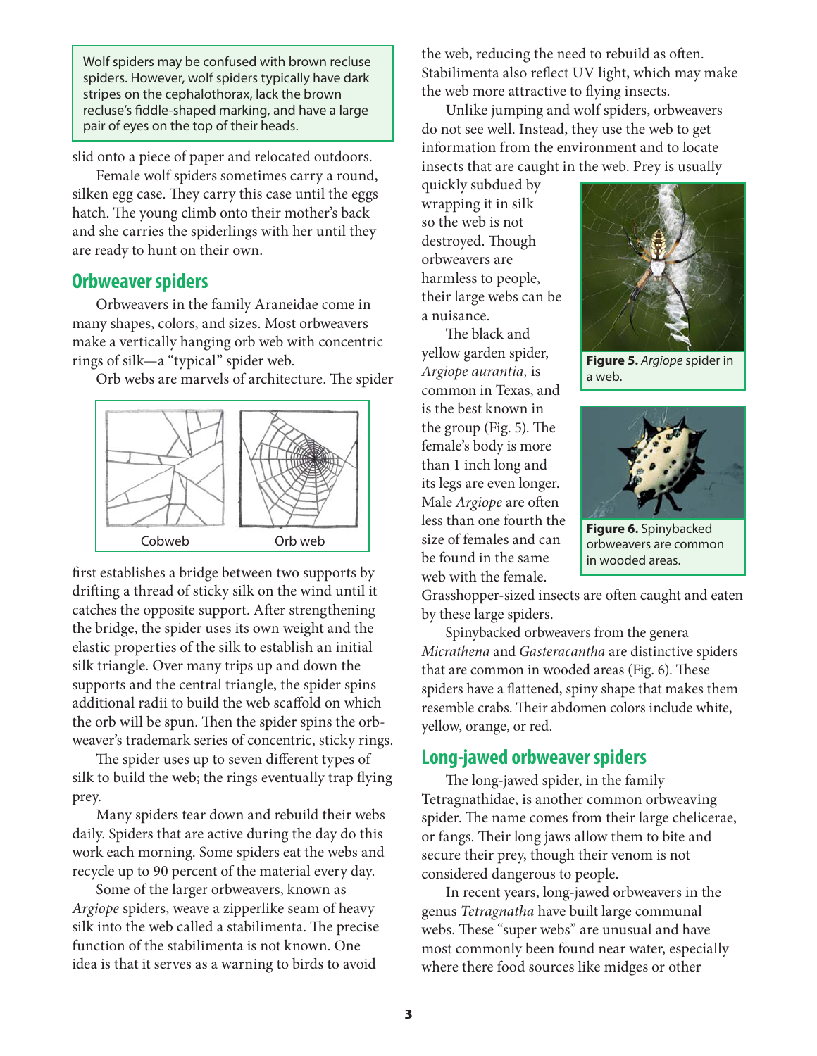Wolf spiders may be confused with brown recluse spiders. However, wolf spiders typically have dark stripes on the cephalothorax, lack the brown recluse's fiddle-shaped marking, and have a large pair of eyes on the top of their heads.

slid onto a piece of paper and relocated outdoors.

Female wolf spiders sometimes carry a round, silken egg case. They carry this case until the eggs hatch. The young climb onto their mother's back and she carries the spiderlings with her until they are ready to hunt on their own.

## Orbweaver spiders

Orbweavers in the family Araneidae come in many shapes, colors, and sizes. Most orbweavers make a vertically hanging orb web with concentric rings of silk—a "typical" spider web.

Orb webs are marvels of architecture. The spider first establishes a bridge between two supports by drifting a thread of sticky silk on the wind until it catches the opposite support. After strengthening the bridge, the spider uses its own weight and the elastic properties of the silk to establish an initial silk triangle. Over many trips up and down the supports and the central triangle, the spider spins additional radii to build the web scaffold on which the orb will be spun. Then the spider spins the orbweaver's trademark series of concentric, sticky rings.

Cobweb　　Orb web

The spider uses up to seven different types of silk to build the web; the rings eventually trap flying prey.

Many spiders tear down and rebuild their webs daily. Spiders that are active during the day do this work each morning. Some spiders eat the webs and recycle up to 90 percent of the material every day.

Some of the larger orbweavers, known as *Argiope* spiders, weave a zipperlike seam of heavy silk into the web called a stabilimenta. The precise function of the stabilimenta is not known. One idea is that it serves as a warning to birds to avoid the web, reducing the need to rebuild as often. Stabilimenta also reflect UV light, which may make the web more attractive to flying insects.

Unlike jumping and wolf spiders, orbweavers do not see well. Instead, they use the web to get information from the environment and to locate insects that are caught in the web. Prey is usually quickly subdued by wrapping it in silk so the web is not destroyed. Though orbweavers are harmless to people, their large webs can be a nuisance.

The black and yellow garden spider, *Argiope aurantia,* is common in Texas, and is the best known in the group (Fig. 5). The female's body is more than 1 inch long and its legs are even longer. Male *Argiope* are often less than one fourth the size of females and can be found in the same web with the female. Grasshopper-sized insects are often caught and eaten by these large spiders.

**Figure 5.** *Argiope* spider in a web.

**Figure 6.** Spinybacked orbweavers are common in wooded areas.

Spinybacked orbweavers from the genera *Micrathena* and *Gasteracantha* are distinctive spiders that are common in wooded areas (Fig. 6). These spiders have a flattened, spiny shape that makes them resemble crabs. Their abdomen colors include white, yellow, orange, or red.

## Long-jawed orbweaver spiders

The long-jawed spider, in the family Tetragnathidae, is another common orbweaving spider. The name comes from their large chelicerae, or fangs. Their long jaws allow them to bite and secure their prey, though their venom is not considered dangerous to people.

In recent years, long-jawed orbweavers in the genus *Tetragnatha* have built large communal webs. These "super webs" are unusual and have most commonly been found near water, especially where there food sources like midges or other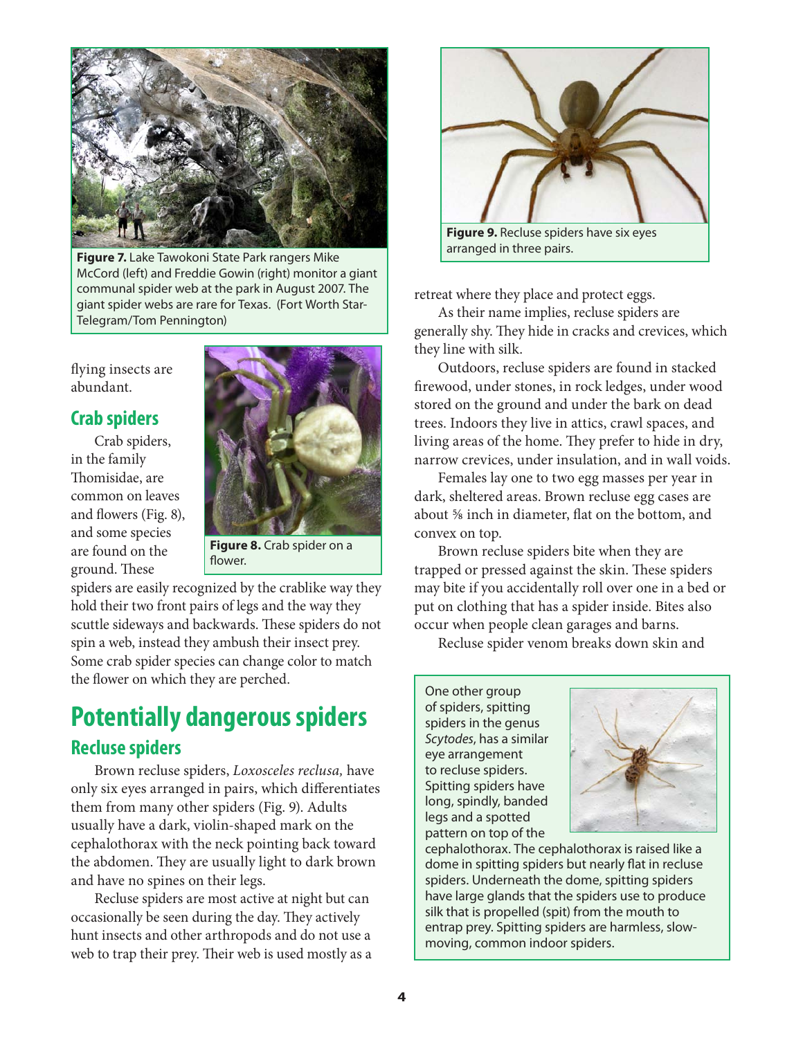Figure 7. Lake Tawokoni State Park rangers Mike McCord (left) and Freddie Gowin (right) monitor a giant communal spider web at the park in August 2007. The giant spider webs are rare for Texas. (Fort Worth Star-Telegram/Tom Pennington)

flying insects are abundant.

### Crab spiders

Crab spiders, in the family Thomisidae, are common on leaves and flowers (Fig. 8), and some species are found on the ground. These spiders are easily recognized by the crablike way they hold their two front pairs of legs and the way they scuttle sideways and backwards. These spiders do not spin a web, instead they ambush their insect prey. Some crab spider species can change color to match the flower on which they are perched.

**Figure 8.** Crab spider on a flower.

## Potentially dangerous spiders

### Recluse spiders

Brown recluse spiders, *Loxosceles reclusa,* have only six eyes arranged in pairs, which differentiates them from many other spiders (Fig. 9). Adults usually have a dark, violin-shaped mark on the cephalothorax with the neck pointing back toward the abdomen. They are usually light to dark brown and have no spines on their legs.

Recluse spiders are most active at night but can occasionally be seen during the day. They actively hunt insects and other arthropods and do not use a web to trap their prey. Their web is used mostly as a retreat where they place and protect eggs.

**Figure 9.** Recluse spiders have six eyes arranged in three pairs.

As their name implies, recluse spiders are generally shy. They hide in cracks and crevices, which they line with silk.

Outdoors, recluse spiders are found in stacked firewood, under stones, in rock ledges, under wood stored on the ground and under the bark on dead trees. Indoors they live in attics, crawl spaces, and living areas of the home. They prefer to hide in dry, narrow crevices, under insulation, and in wall voids.

Females lay one to two egg masses per year in dark, sheltered areas. Brown recluse egg cases are about ⅜ inch in diameter, flat on the bottom, and convex on top.

Brown recluse spiders bite when they are trapped or pressed against the skin. These spiders may bite if you accidentally roll over one in a bed or put on clothing that has a spider inside. Bites also occur when people clean garages and barns.

Recluse spider venom breaks down skin and

One other group of spiders, spitting spiders in the genus *Scytodes,* has a similar eye arrangement to recluse spiders. Spitting spiders have long, spindly, banded legs and a spotted pattern on top of the cephalothorax. The cephalothorax is raised like a dome in spitting spiders but nearly flat in recluse spiders. Underneath the dome, spitting spiders have large glands that the spiders use to produce silk that is propelled (spit) from the mouth to entrap prey. Spitting spiders are harmless, slow-moving, common indoor spiders.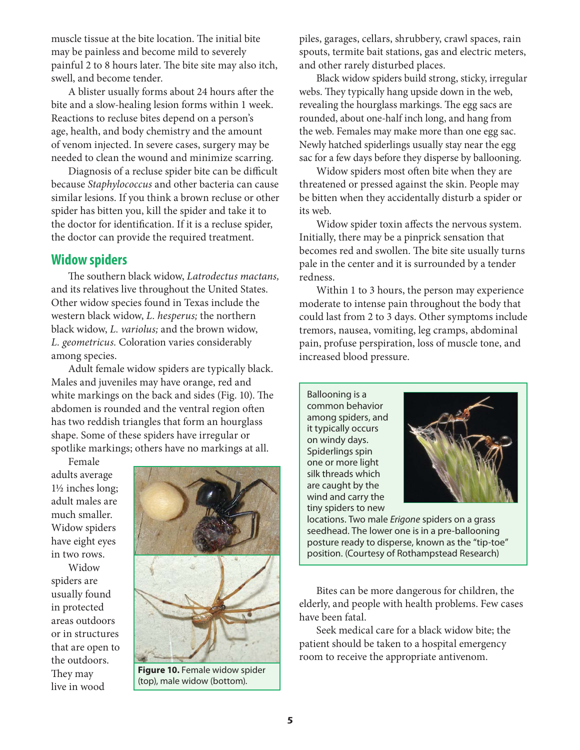muscle tissue at the bite location. The initial bite may be painless and become mild to severely painful 2 to 8 hours later. The bite site may also itch, swell, and become tender.

A blister usually forms about 24 hours after the bite and a slow-healing lesion forms within 1 week. Reactions to recluse bites depend on a person's age, health, and body chemistry and the amount of venom injected. In severe cases, surgery may be needed to clean the wound and minimize scarring.

Diagnosis of a recluse spider bite can be difficult because *Staphylococcus* and other bacteria can cause similar lesions. If you think a brown recluse or other spider has bitten you, kill the spider and take it to the doctor for identification. If it is a recluse spider, the doctor can provide the required treatment.

## Widow spiders

The southern black widow, *Latrodectus mactans,* and its relatives live throughout the United States. Other widow species found in Texas include the western black widow, *L. hesperus;* the northern black widow, *L. variolus;* and the brown widow, *L. geometricus.* Coloration varies considerably among species.

Adult female widow spiders are typically black. Males and juveniles may have orange, red and white markings on the back and sides (Fig. 10). The abdomen is rounded and the ventral region often has two reddish triangles that form an hourglass shape. Some of these spiders have irregular or spotlike markings; others have no markings at all.

Female adults average 1½ inches long; adult males are much smaller. Widow spiders have eight eyes in two rows.

Widow spiders are usually found in protected areas outdoors or in structures that are open to the outdoors. They may live in wood piles, garages, cellars, shrubbery, crawl spaces, rain spouts, termite bait stations, gas and electric meters, and other rarely disturbed places.

**Figure 10.** Female widow spider (top), male widow (bottom).

Black widow spiders build strong, sticky, irregular webs. They typically hang upside down in the web, revealing the hourglass markings. The egg sacs are rounded, about one-half inch long, and hang from the web. Females may make more than one egg sac. Newly hatched spiderlings usually stay near the egg sac for a few days before they disperse by ballooning.

Widow spiders most often bite when they are threatened or pressed against the skin. People may be bitten when they accidentally disturb a spider or its web.

Widow spider toxin affects the nervous system. Initially, there may be a pinprick sensation that becomes red and swollen. The bite site usually turns pale in the center and it is surrounded by a tender redness.

Within 1 to 3 hours, the person may experience moderate to intense pain throughout the body that could last from 2 to 3 days. Other symptoms include tremors, nausea, vomiting, leg cramps, abdominal pain, profuse perspiration, loss of muscle tone, and increased blood pressure.

Ballooning is a common behavior among spiders, and it typically occurs on windy days. Spiderlings spin one or more light silk threads which are caught by the wind and carry the tiny spiders to new locations. Two male *Erigone* spiders on a grass seedhead. The lower one is in a pre-ballooning posture ready to disperse, known as the "tip-toe" position. (Courtesy of Rothampstead Research)

Bites can be more dangerous for children, the elderly, and people with health problems. Few cases have been fatal.

Seek medical care for a black widow bite; the patient should be taken to a hospital emergency room to receive the appropriate antivenom.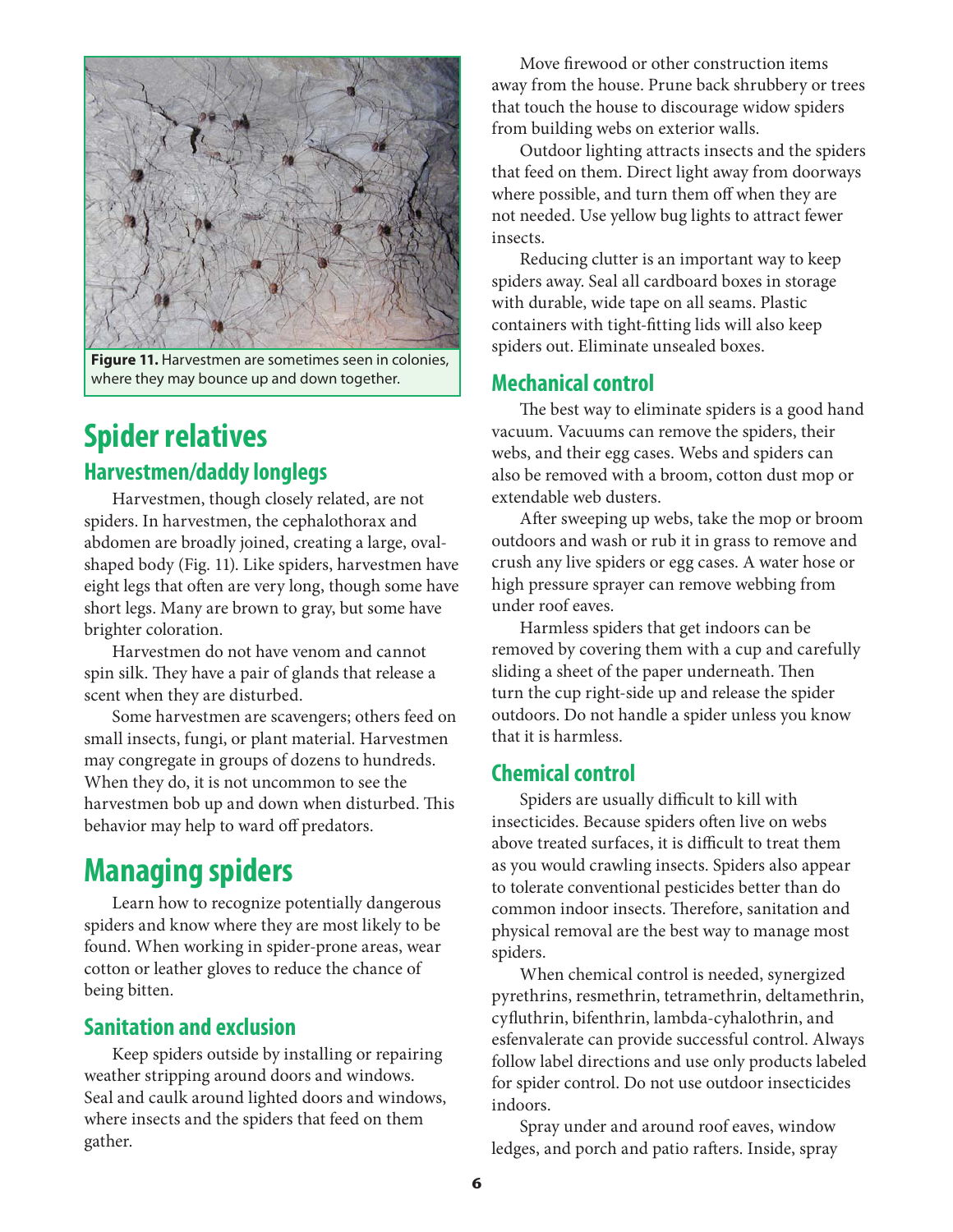**Figure 11.** Harvestmen are sometimes seen in colonies, where they may bounce up and down together.

# Spider relatives

## Harvestmen/daddy longlegs

Harvestmen, though closely related, are not spiders. In harvestmen, the cephalothorax and abdomen are broadly joined, creating a large, oval-shaped body (Fig. 11). Like spiders, harvestmen have eight legs that often are very long, though some have short legs. Many are brown to gray, but some have brighter coloration.

Harvestmen do not have venom and cannot spin silk. They have a pair of glands that release a scent when they are disturbed.

Some harvestmen are scavengers; others feed on small insects, fungi, or plant material. Harvestmen may congregate in groups of dozens to hundreds. When they do, it is not uncommon to see the harvestmen bob up and down when disturbed. This behavior may help to ward off predators.

# Managing spiders

Learn how to recognize potentially dangerous spiders and know where they are most likely to be found. When working in spider-prone areas, wear cotton or leather gloves to reduce the chance of being bitten.

## Sanitation and exclusion

Keep spiders outside by installing or repairing weather stripping around doors and windows. Seal and caulk around lighted doors and windows, where insects and the spiders that feed on them gather.

Move firewood or other construction items away from the house. Prune back shrubbery or trees that touch the house to discourage widow spiders from building webs on exterior walls.

Outdoor lighting attracts insects and the spiders that feed on them. Direct light away from doorways where possible, and turn them off when they are not needed. Use yellow bug lights to attract fewer insects.

Reducing clutter is an important way to keep spiders away. Seal all cardboard boxes in storage with durable, wide tape on all seams. Plastic containers with tight-fitting lids will also keep spiders out. Eliminate unsealed boxes.

## Mechanical control

The best way to eliminate spiders is a good hand vacuum. Vacuums can remove the spiders, their webs, and their egg cases. Webs and spiders can also be removed with a broom, cotton dust mop or extendable web dusters.

After sweeping up webs, take the mop or broom outdoors and wash or rub it in grass to remove and crush any live spiders or egg cases. A water hose or high pressure sprayer can remove webbing from under roof eaves.

Harmless spiders that get indoors can be removed by covering them with a cup and carefully sliding a sheet of the paper underneath. Then turn the cup right-side up and release the spider outdoors. Do not handle a spider unless you know that it is harmless.

## Chemical control

Spiders are usually difficult to kill with insecticides. Because spiders often live on webs above treated surfaces, it is difficult to treat them as you would crawling insects. Spiders also appear to tolerate conventional pesticides better than do common indoor insects. Therefore, sanitation and physical removal are the best way to manage most spiders.

When chemical control is needed, synergized pyrethrins, resmethrin, tetramethrin, deltamethrin, cyfluthrin, bifenthrin, lambda-cyhalothrin, and esfenvalerate can provide successful control. Always follow label directions and use only products labeled for spider control. Do not use outdoor insecticides indoors.

Spray under and around roof eaves, window ledges, and porch and patio rafters. Inside, spray